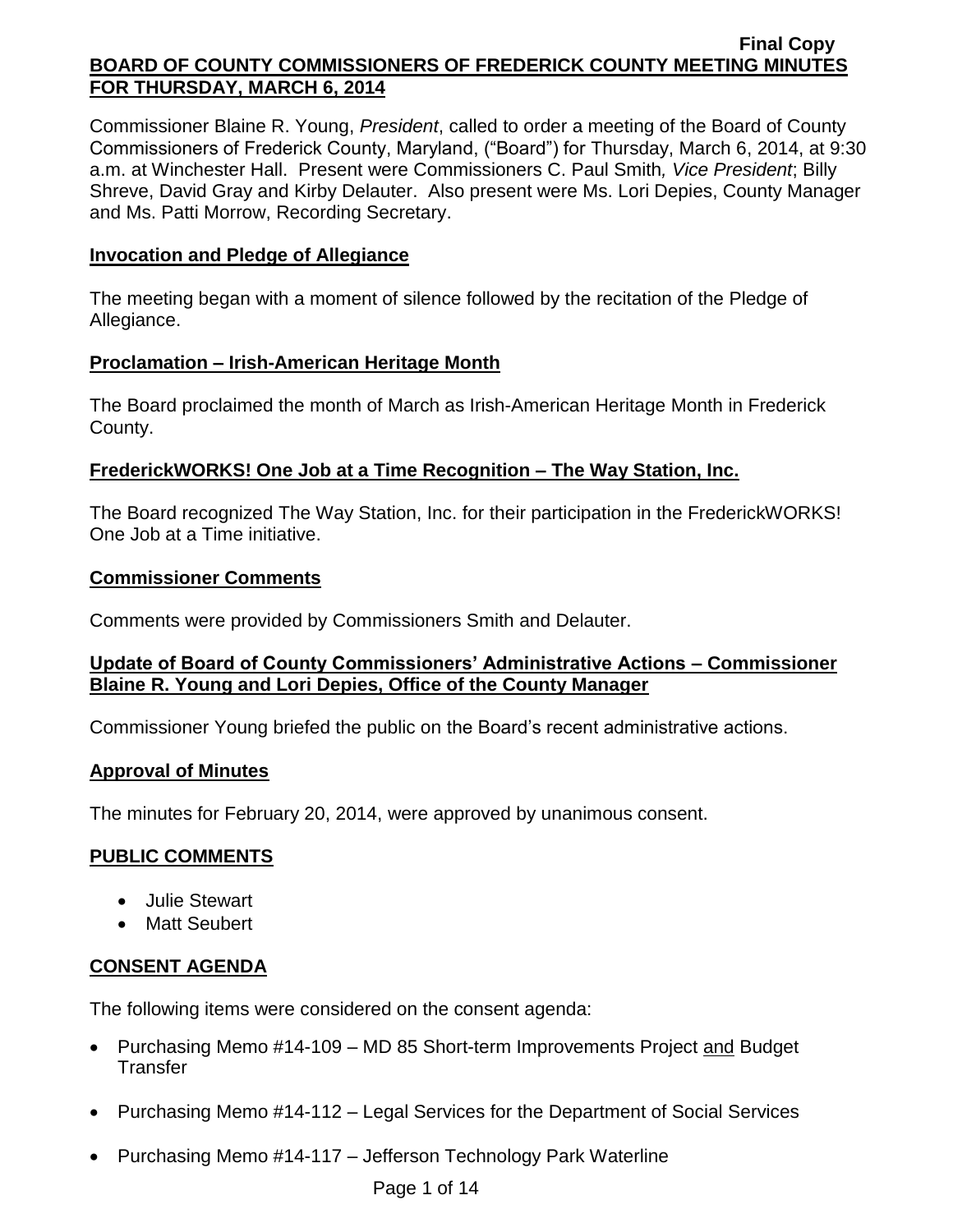Final Copy

**BOARD OF COUNTY COMMISSIONERS OF FREDERICK COUNTY MEETING MINUTES FOR THURSDAY, MARCH 6, 2014**

Commissioner Blaine R. Young, *President*, called to order a meeting of the Board of County Commissioners of Frederick County, Maryland, ("Board") for Thursday, March 6, 2014, at 9:30 a.m. at Winchester Hall. Present were Commissioners C. Paul Smith*, Vice President*; Billy Shreve, David Gray and Kirby Delauter. Also present were Ms. Lori Depies, County Manager and Ms. Patti Morrow, Recording Secretary.

## Invocation and Pledge of Allegiance

The meeting began with a moment of silence followed by the recitation of the Pledge of Allegiance.

## Proclamation – Irish-American Heritage Month

The Board proclaimed the month of March as Irish-American Heritage Month in Frederick County.

## FrederickWORKS! One Job at a Time Recognition – The Way Station, Inc.

The Board recognized The Way Station, Inc. for their participation in the FrederickWORKS! One Job at a Time initiative.

## Commissioner Comments

Comments were provided by Commissioners Smith and Delauter.

## Update of Board of County Commissioners' Administrative Actions – Commissioner Blaine R. Young and Lori Depies, Office of the County Manager

Commissioner Young briefed the public on the Board's recent administrative actions.

## Approval of Minutes

The minutes for February 20, 2014, were approved by unanimous consent.

## PUBLIC COMMENTS

- Julie Stewart
- Matt Seubert

## CONSENT AGENDA

The following items were considered on the consent agenda:

- Purchasing Memo #14-109 – MD 85 Short-term Improvements Project and Budget Transfer
- Purchasing Memo #14-112 – Legal Services for the Department of Social Services
- Purchasing Memo #14-117 – Jefferson Technology Park Waterline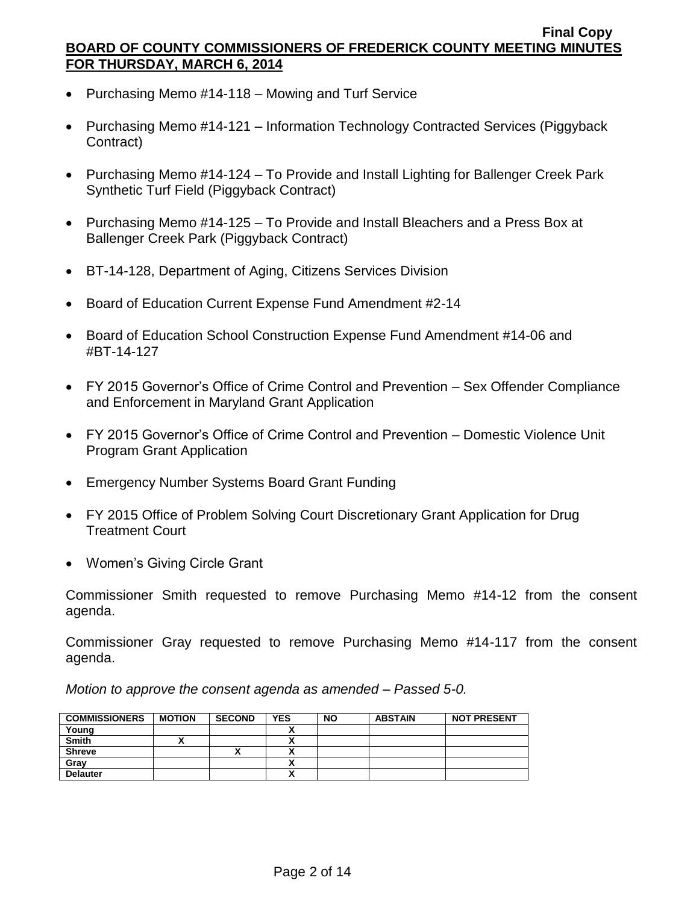- Purchasing Memo #14-118 – Mowing and Turf Service
- Purchasing Memo #14-121 – Information Technology Contracted Services (Piggyback Contract)
- Purchasing Memo #14-124 – To Provide and Install Lighting for Ballenger Creek Park Synthetic Turf Field (Piggyback Contract)
- Purchasing Memo #14-125 – To Provide and Install Bleachers and a Press Box at Ballenger Creek Park (Piggyback Contract)
- BT-14-128, Department of Aging, Citizens Services Division
- Board of Education Current Expense Fund Amendment #2-14
- Board of Education School Construction Expense Fund Amendment #14-06 and #BT-14-127
- FY 2015 Governor's Office of Crime Control and Prevention – Sex Offender Compliance and Enforcement in Maryland Grant Application
- FY 2015 Governor's Office of Crime Control and Prevention – Domestic Violence Unit Program Grant Application
- Emergency Number Systems Board Grant Funding
- FY 2015 Office of Problem Solving Court Discretionary Grant Application for Drug Treatment Court
- Women's Giving Circle Grant

Commissioner Smith requested to remove Purchasing Memo #14-12 from the consent agenda.

Commissioner Gray requested to remove Purchasing Memo #14-117 from the consent agenda.

*Motion to approve the consent agenda as amended – Passed 5-0.*

| COMMISSIONERS | MOTION | SECOND | YES | NO | ABSTAIN | NOT PRESENT |
|---|---|---|---|---|---|---|
| Young | | | X | | | |
| Smith | X | | X | | | |
| Shreve | | X | X | | | |
| Gray | | | X | | | |
| Delauter | | | X | | | |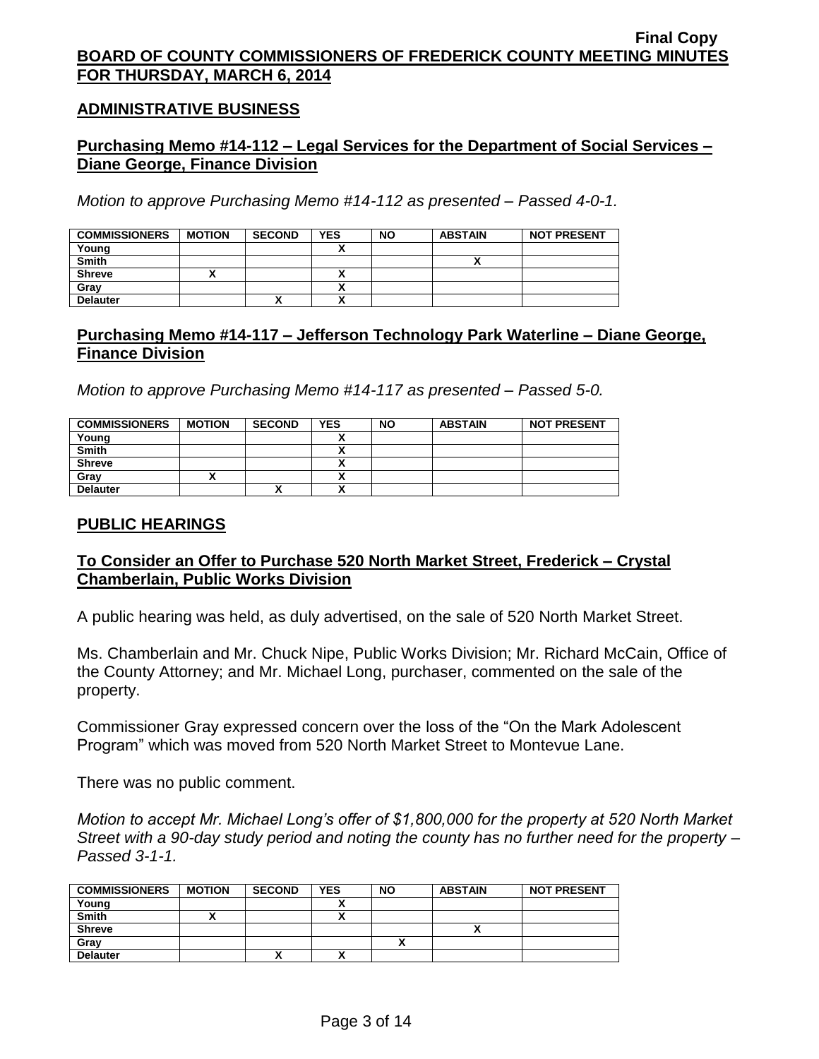**Final Copy**

**BOARD OF COUNTY COMMISSIONERS OF FREDERICK COUNTY MEETING MINUTES FOR THURSDAY, MARCH 6, 2014**

## ADMINISTRATIVE BUSINESS

### Purchasing Memo #14-112 – Legal Services for the Department of Social Services – Diane George, Finance Division

*Motion to approve Purchasing Memo #14-112 as presented – Passed 4-0-1.*

| COMMISSIONERS | MOTION | SECOND | YES | NO | ABSTAIN | NOT PRESENT |
|---|---|---|---|---|---|---|
| Young | | | X | | | |
| Smith | | | | | X | |
| Shreve | X | | X | | | |
| Gray | | | X | | | |
| Delauter | | X | X | | | |

### Purchasing Memo #14-117 – Jefferson Technology Park Waterline – Diane George, Finance Division

*Motion to approve Purchasing Memo #14-117 as presented – Passed 5-0.*

| COMMISSIONERS | MOTION | SECOND | YES | NO | ABSTAIN | NOT PRESENT |
|---|---|---|---|---|---|---|
| Young | | | X | | | |
| Smith | | | X | | | |
| Shreve | | | X | | | |
| Gray | X | | X | | | |
| Delauter | | X | X | | | |

## PUBLIC HEARINGS

### To Consider an Offer to Purchase 520 North Market Street, Frederick – Crystal Chamberlain, Public Works Division

A public hearing was held, as duly advertised, on the sale of 520 North Market Street.

Ms. Chamberlain and Mr. Chuck Nipe, Public Works Division; Mr. Richard McCain, Office of the County Attorney; and Mr. Michael Long, purchaser, commented on the sale of the property.

Commissioner Gray expressed concern over the loss of the "On the Mark Adolescent Program" which was moved from 520 North Market Street to Montevue Lane.

There was no public comment.

*Motion to accept Mr. Michael Long's offer of $1,800,000 for the property at 520 North Market Street with a 90-day study period and noting the county has no further need for the property – Passed 3-1-1.*

| COMMISSIONERS | MOTION | SECOND | YES | NO | ABSTAIN | NOT PRESENT |
|---|---|---|---|---|---|---|
| Young | | | X | | | |
| Smith | X | | X | | | |
| Shreve | | | | | X | |
| Gray | | | | X | | |
| Delauter | | X | X | | | |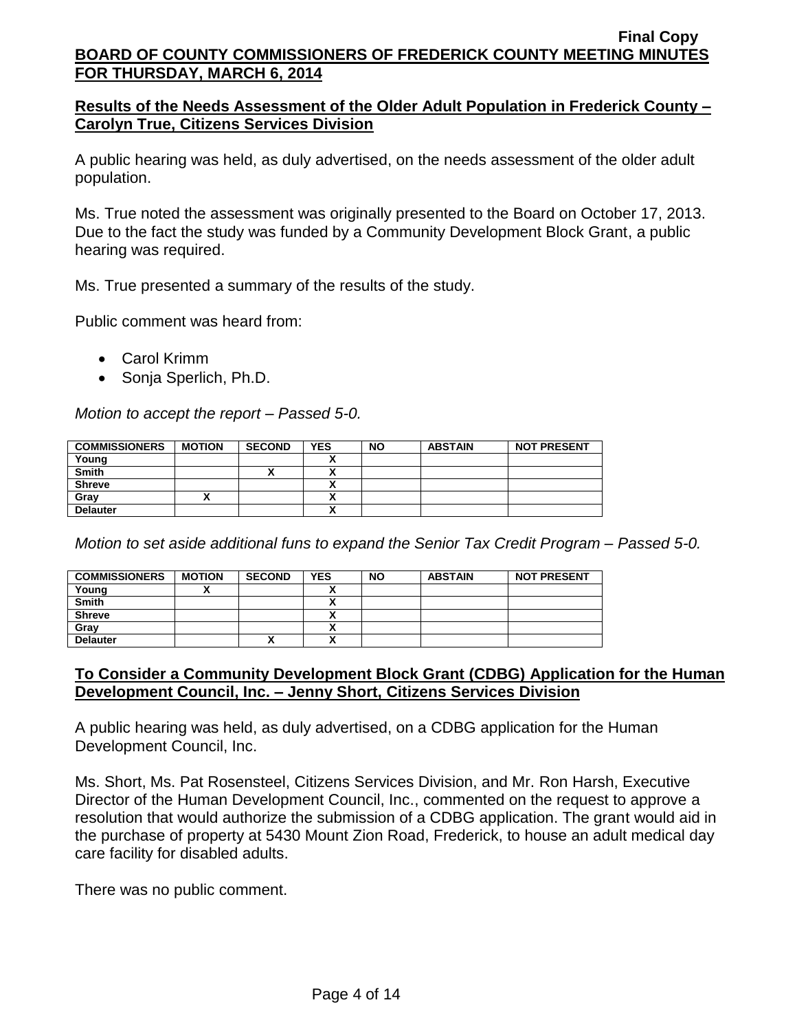## Results of the Needs Assessment of the Older Adult Population in Frederick County – Carolyn True, Citizens Services Division

A public hearing was held, as duly advertised, on the needs assessment of the older adult population.

Ms. True noted the assessment was originally presented to the Board on October 17, 2013. Due to the fact the study was funded by a Community Development Block Grant, a public hearing was required.

Ms. True presented a summary of the results of the study.

Public comment was heard from:

- Carol Krimm
- Sonja Sperlich, Ph.D.

*Motion to accept the report – Passed 5-0.*

| COMMISSIONERS | MOTION | SECOND | YES | NO | ABSTAIN | NOT PRESENT |
|---|---|---|---|---|---|---|
| Young | | | X | | | |
| Smith | | X | X | | | |
| Shreve | | | X | | | |
| Gray | X | | X | | | |
| Delauter | | | X | | | |

*Motion to set aside additional funs to expand the Senior Tax Credit Program – Passed 5-0.*

| COMMISSIONERS | MOTION | SECOND | YES | NO | ABSTAIN | NOT PRESENT |
|---|---|---|---|---|---|---|
| Young | X | | X | | | |
| Smith | | | X | | | |
| Shreve | | | X | | | |
| Gray | | | X | | | |
| Delauter | | X | X | | | |

## To Consider a Community Development Block Grant (CDBG) Application for the Human Development Council, Inc. – Jenny Short, Citizens Services Division

A public hearing was held, as duly advertised, on a CDBG application for the Human Development Council, Inc.

Ms. Short, Ms. Pat Rosensteel, Citizens Services Division, and Mr. Ron Harsh, Executive Director of the Human Development Council, Inc., commented on the request to approve a resolution that would authorize the submission of a CDBG application. The grant would aid in the purchase of property at 5430 Mount Zion Road, Frederick, to house an adult medical day care facility for disabled adults.

There was no public comment.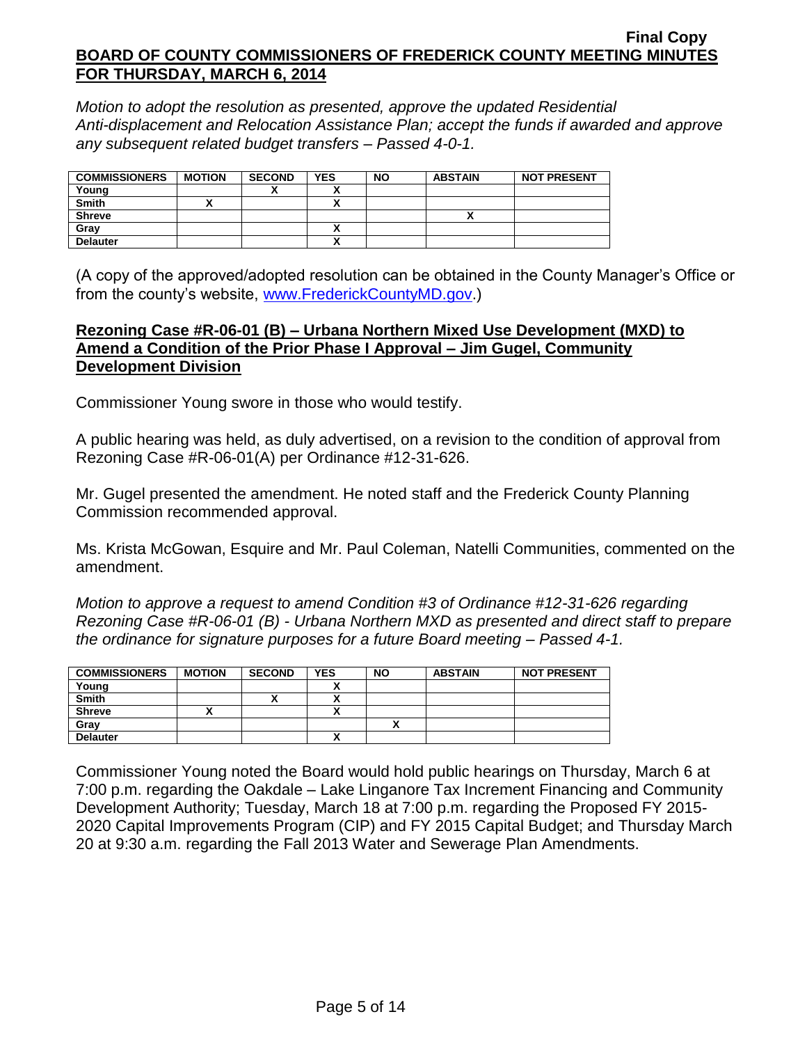*Motion to adopt the resolution as presented, approve the updated Residential Anti-displacement and Relocation Assistance Plan; accept the funds if awarded and approve any subsequent related budget transfers – Passed 4-0-1.*

| COMMISSIONERS | MOTION | SECOND | YES | NO | ABSTAIN | NOT PRESENT |
|---|---|---|---|---|---|---|
| Young | | X | X | | | |
| Smith | X | | X | | | |
| Shreve | | | | | X | |
| Gray | | | X | | | |
| Delauter | | | X | | | |

(A copy of the approved/adopted resolution can be obtained in the County Manager's Office or from the county's website, www.FrederickCountyMD.gov.)

**Rezoning Case #R-06-01 (B) – Urbana Northern Mixed Use Development (MXD) to Amend a Condition of the Prior Phase I Approval – Jim Gugel, Community Development Division**

Commissioner Young swore in those who would testify.

A public hearing was held, as duly advertised, on a revision to the condition of approval from Rezoning Case #R-06-01(A) per Ordinance #12-31-626.

Mr. Gugel presented the amendment. He noted staff and the Frederick County Planning Commission recommended approval.

Ms. Krista McGowan, Esquire and Mr. Paul Coleman, Natelli Communities, commented on the amendment.

*Motion to approve a request to amend Condition #3 of Ordinance #12-31-626 regarding Rezoning Case #R-06-01 (B) - Urbana Northern MXD as presented and direct staff to prepare the ordinance for signature purposes for a future Board meeting – Passed 4-1.*

| COMMISSIONERS | MOTION | SECOND | YES | NO | ABSTAIN | NOT PRESENT |
|---|---|---|---|---|---|---|
| Young | | | X | | | |
| Smith | | X | X | | | |
| Shreve | X | | X | | | |
| Gray | | | | X | | |
| Delauter | | | X | | | |

Commissioner Young noted the Board would hold public hearings on Thursday, March 6 at 7:00 p.m. regarding the Oakdale – Lake Linganore Tax Increment Financing and Community Development Authority; Tuesday, March 18 at 7:00 p.m. regarding the Proposed FY 2015-2020 Capital Improvements Program (CIP) and FY 2015 Capital Budget; and Thursday March 20 at 9:30 a.m. regarding the Fall 2013 Water and Sewerage Plan Amendments.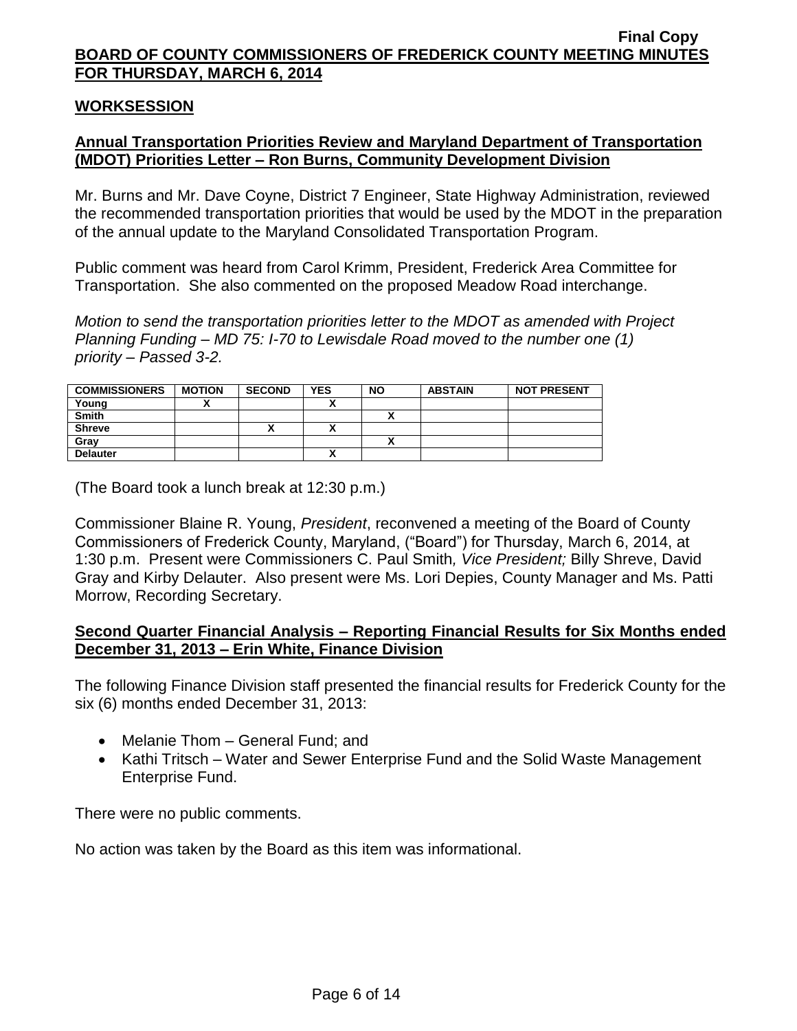## WORKSESSION

### Annual Transportation Priorities Review and Maryland Department of Transportation (MDOT) Priorities Letter – Ron Burns, Community Development Division

Mr. Burns and Mr. Dave Coyne, District 7 Engineer, State Highway Administration, reviewed the recommended transportation priorities that would be used by the MDOT in the preparation of the annual update to the Maryland Consolidated Transportation Program.

Public comment was heard from Carol Krimm, President, Frederick Area Committee for Transportation. She also commented on the proposed Meadow Road interchange.

*Motion to send the transportation priorities letter to the MDOT as amended with Project Planning Funding – MD 75: I-70 to Lewisdale Road moved to the number one (1) priority – Passed 3-2.*

| COMMISSIONERS | MOTION | SECOND | YES | NO | ABSTAIN | NOT PRESENT |
|---|---|---|---|---|---|---|
| Young | X | | X | | | |
| Smith | | | | X | | |
| Shreve | | X | X | | | |
| Gray | | | | X | | |
| Delauter | | | X | | | |

(The Board took a lunch break at 12:30 p.m.)

Commissioner Blaine R. Young, *President*, reconvened a meeting of the Board of County Commissioners of Frederick County, Maryland, ("Board") for Thursday, March 6, 2014, at 1:30 p.m. Present were Commissioners C. Paul Smith*, Vice President;* Billy Shreve, David Gray and Kirby Delauter. Also present were Ms. Lori Depies, County Manager and Ms. Patti Morrow, Recording Secretary.

### Second Quarter Financial Analysis – Reporting Financial Results for Six Months ended December 31, 2013 – Erin White, Finance Division

The following Finance Division staff presented the financial results for Frederick County for the six (6) months ended December 31, 2013:

- Melanie Thom – General Fund; and
- Kathi Tritsch – Water and Sewer Enterprise Fund and the Solid Waste Management Enterprise Fund.

There were no public comments.

No action was taken by the Board as this item was informational.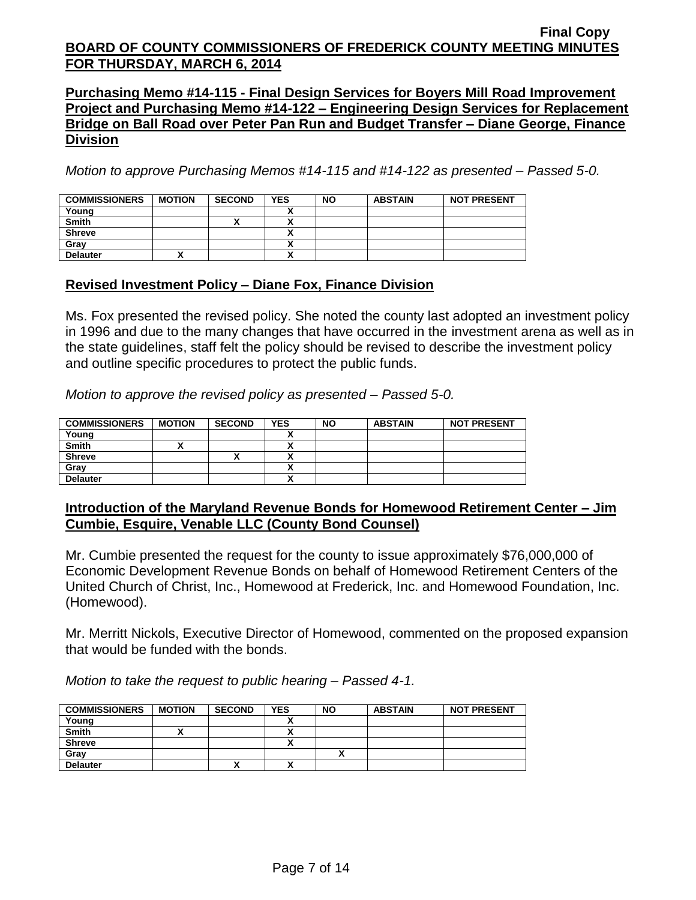**Final Copy**

**BOARD OF COUNTY COMMISSIONERS OF FREDERICK COUNTY MEETING MINUTES FOR THURSDAY, MARCH 6, 2014**

**Purchasing Memo #14-115 - Final Design Services for Boyers Mill Road Improvement Project and Purchasing Memo #14-122 – Engineering Design Services for Replacement Bridge on Ball Road over Peter Pan Run and Budget Transfer – Diane George, Finance Division**

*Motion to approve Purchasing Memos #14-115 and #14-122 as presented – Passed 5-0.*

| COMMISSIONERS | MOTION | SECOND | YES | NO | ABSTAIN | NOT PRESENT |
|---|---|---|---|---|---|---|
| Young | | | X | | | |
| Smith | | X | X | | | |
| Shreve | | | X | | | |
| Gray | | | X | | | |
| Delauter | X | | X | | | |

**Revised Investment Policy – Diane Fox, Finance Division**

Ms. Fox presented the revised policy. She noted the county last adopted an investment policy in 1996 and due to the many changes that have occurred in the investment arena as well as in the state guidelines, staff felt the policy should be revised to describe the investment policy and outline specific procedures to protect the public funds.

*Motion to approve the revised policy as presented – Passed 5-0.*

| COMMISSIONERS | MOTION | SECOND | YES | NO | ABSTAIN | NOT PRESENT |
|---|---|---|---|---|---|---|
| Young | | | X | | | |
| Smith | X | | X | | | |
| Shreve | | X | X | | | |
| Gray | | | X | | | |
| Delauter | | | X | | | |

**Introduction of the Maryland Revenue Bonds for Homewood Retirement Center – Jim Cumbie, Esquire, Venable LLC (County Bond Counsel)**

Mr. Cumbie presented the request for the county to issue approximately $76,000,000 of Economic Development Revenue Bonds on behalf of Homewood Retirement Centers of the United Church of Christ, Inc., Homewood at Frederick, Inc. and Homewood Foundation, Inc. (Homewood).

Mr. Merritt Nickols, Executive Director of Homewood, commented on the proposed expansion that would be funded with the bonds.

*Motion to take the request to public hearing – Passed 4-1.*

| COMMISSIONERS | MOTION | SECOND | YES | NO | ABSTAIN | NOT PRESENT |
|---|---|---|---|---|---|---|
| Young | | | X | | | |
| Smith | X | | X | | | |
| Shreve | | | X | | | |
| Gray | | | | X | | |
| Delauter | | X | X | | | |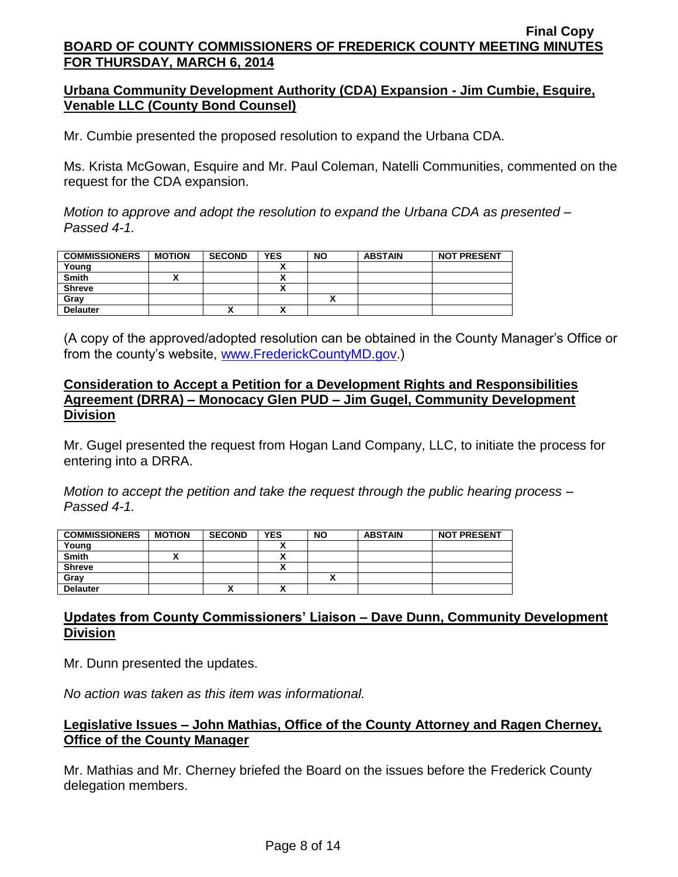Final Copy

**BOARD OF COUNTY COMMISSIONERS OF FREDERICK COUNTY MEETING MINUTES FOR THURSDAY, MARCH 6, 2014**

**Urbana Community Development Authority (CDA) Expansion - Jim Cumbie, Esquire, Venable LLC (County Bond Counsel)**

Mr. Cumbie presented the proposed resolution to expand the Urbana CDA.

Ms. Krista McGowan, Esquire and Mr. Paul Coleman, Natelli Communities, commented on the request for the CDA expansion.

*Motion to approve and adopt the resolution to expand the Urbana CDA as presented – Passed 4-1.*

| COMMISSIONERS | MOTION | SECOND | YES | NO | ABSTAIN | NOT PRESENT |
|---|---|---|---|---|---|---|
| Young | | | X | | | |
| Smith | X | | X | | | |
| Shreve | | | X | | | |
| Gray | | | | X | | |
| Delauter | | X | X | | | |

(A copy of the approved/adopted resolution can be obtained in the County Manager's Office or from the county's website, www.FrederickCountyMD.gov.)

**Consideration to Accept a Petition for a Development Rights and Responsibilities Agreement (DRRA) – Monocacy Glen PUD – Jim Gugel, Community Development Division**

Mr. Gugel presented the request from Hogan Land Company, LLC, to initiate the process for entering into a DRRA.

*Motion to accept the petition and take the request through the public hearing process – Passed 4-1.*

| COMMISSIONERS | MOTION | SECOND | YES | NO | ABSTAIN | NOT PRESENT |
|---|---|---|---|---|---|---|
| Young | | | X | | | |
| Smith | X | | X | | | |
| Shreve | | | X | | | |
| Gray | | | | X | | |
| Delauter | | X | X | | | |

**Updates from County Commissioners' Liaison – Dave Dunn, Community Development Division**

Mr. Dunn presented the updates.

*No action was taken as this item was informational.*

**Legislative Issues – John Mathias, Office of the County Attorney and Ragen Cherney, Office of the County Manager**

Mr. Mathias and Mr. Cherney briefed the Board on the issues before the Frederick County delegation members.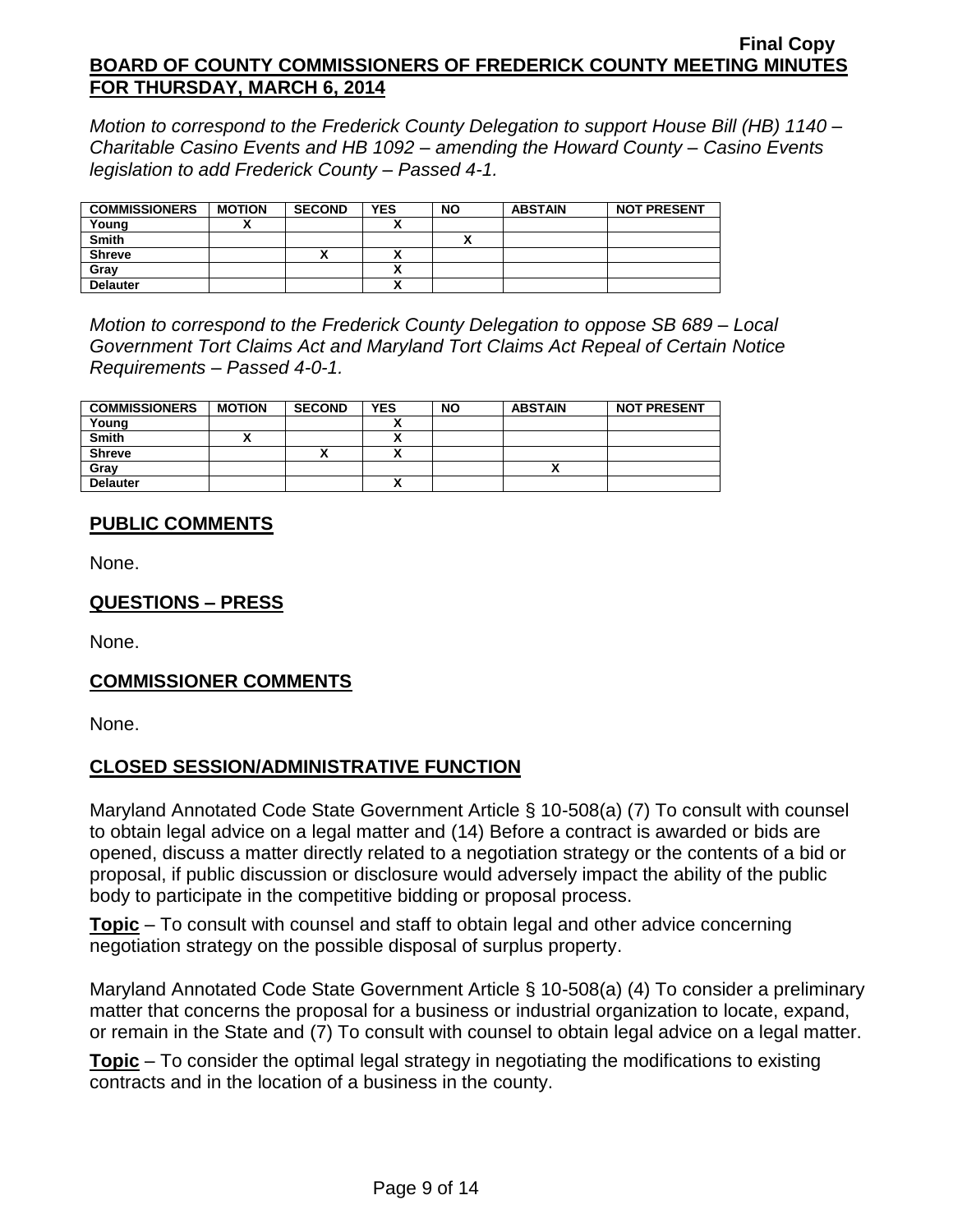*Motion to correspond to the Frederick County Delegation to support House Bill (HB) 1140 – Charitable Casino Events and HB 1092 – amending the Howard County – Casino Events legislation to add Frederick County – Passed 4-1.*

| COMMISSIONERS | MOTION | SECOND | YES | NO | ABSTAIN | NOT PRESENT |
|---|---|---|---|---|---|---|
| Young | X | | X | | | |
| Smith | | | | X | | |
| Shreve | | X | X | | | |
| Gray | | | X | | | |
| Delauter | | | X | | | |

*Motion to correspond to the Frederick County Delegation to oppose SB 689 – Local Government Tort Claims Act and Maryland Tort Claims Act Repeal of Certain Notice Requirements – Passed 4-0-1.*

| COMMISSIONERS | MOTION | SECOND | YES | NO | ABSTAIN | NOT PRESENT |
|---|---|---|---|---|---|---|
| Young | | | X | | | |
| Smith | X | | X | | | |
| Shreve | | X | X | | | |
| Gray | | | | | X | |
| Delauter | | | X | | | |

## PUBLIC COMMENTS

None.

## QUESTIONS – PRESS

None.

## COMMISSIONER COMMENTS

None.

## CLOSED SESSION/ADMINISTRATIVE FUNCTION

Maryland Annotated Code State Government Article § 10-508(a) (7) To consult with counsel to obtain legal advice on a legal matter and (14) Before a contract is awarded or bids are opened, discuss a matter directly related to a negotiation strategy or the contents of a bid or proposal, if public discussion or disclosure would adversely impact the ability of the public body to participate in the competitive bidding or proposal process.

**Topic** – To consult with counsel and staff to obtain legal and other advice concerning negotiation strategy on the possible disposal of surplus property.

Maryland Annotated Code State Government Article § 10-508(a) (4) To consider a preliminary matter that concerns the proposal for a business or industrial organization to locate, expand, or remain in the State and (7) To consult with counsel to obtain legal advice on a legal matter.

**Topic** – To consider the optimal legal strategy in negotiating the modifications to existing contracts and in the location of a business in the county.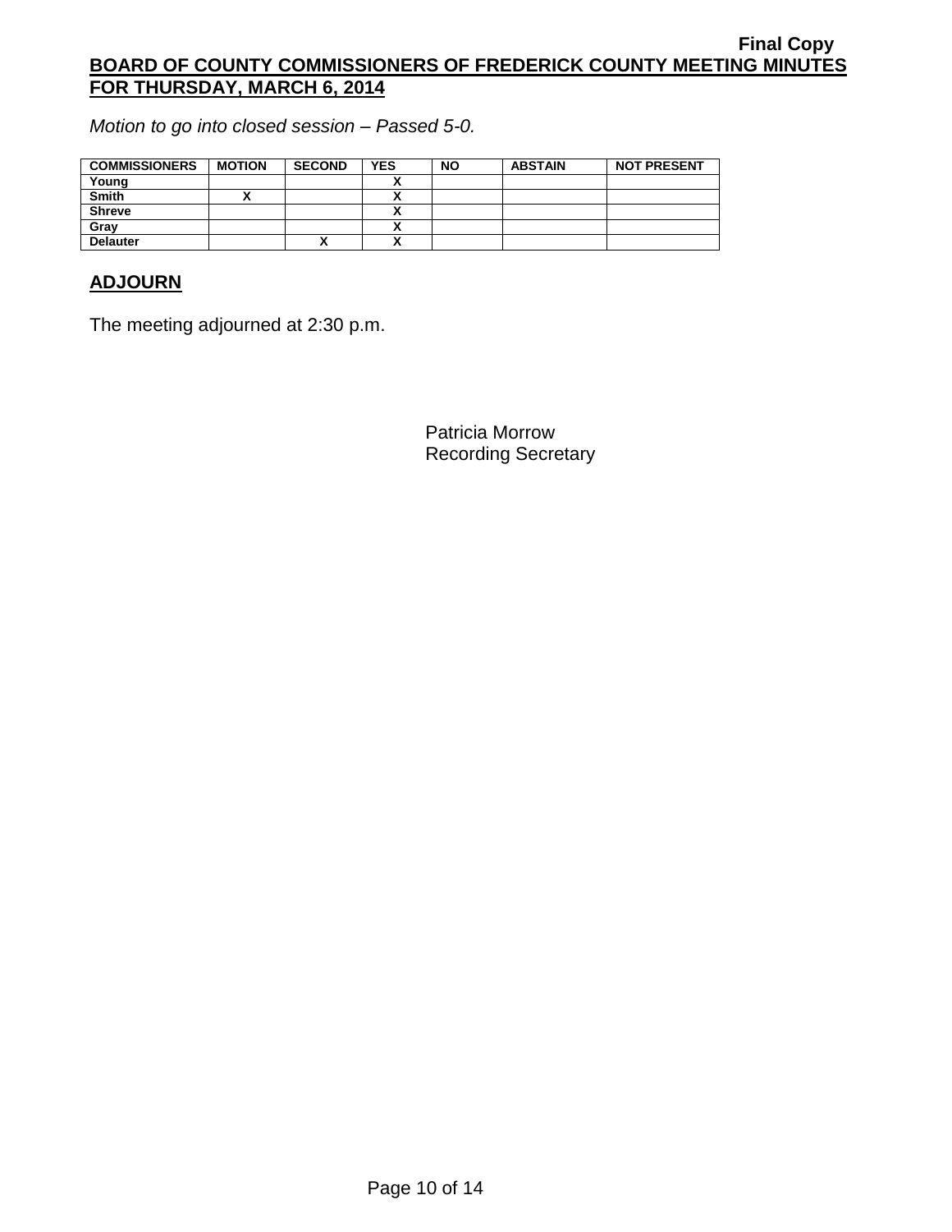*Motion to go into closed session – Passed 5-0.*

| COMMISSIONERS | MOTION | SECOND | YES | NO | ABSTAIN | NOT PRESENT |
|---|---|---|---|---|---|---|
| Young | | | X | | | |
| Smith | X | | X | | | |
| Shreve | | | X | | | |
| Gray | | | X | | | |
| Delauter | | X | X | | | |

## ADJOURN

The meeting adjourned at 2:30 p.m.

Patricia Morrow
Recording Secretary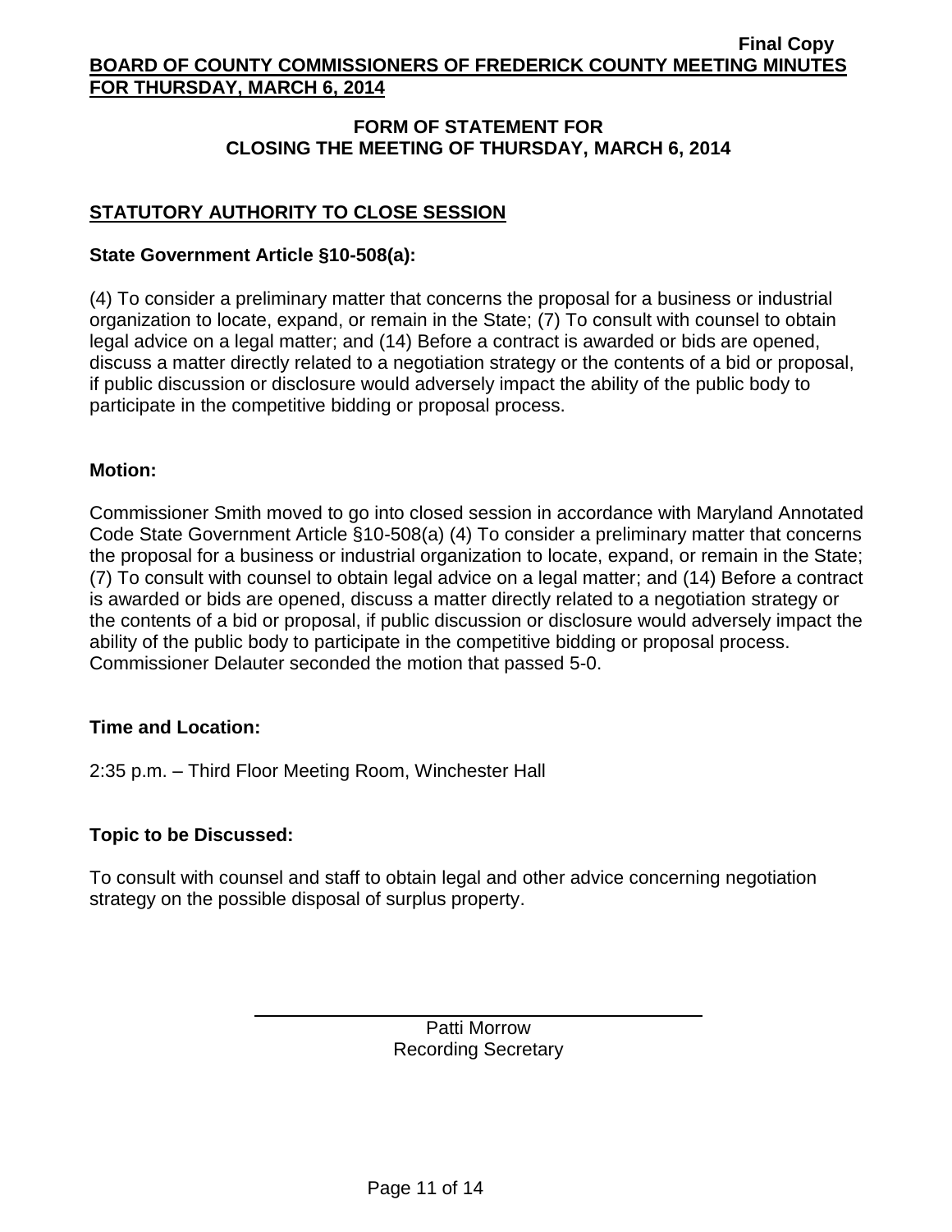## FORM OF STATEMENT FOR CLOSING THE MEETING OF THURSDAY, MARCH 6, 2014

### STATUTORY AUTHORITY TO CLOSE SESSION

**State Government Article §10-508(a):**

(4) To consider a preliminary matter that concerns the proposal for a business or industrial organization to locate, expand, or remain in the State; (7) To consult with counsel to obtain legal advice on a legal matter; and (14) Before a contract is awarded or bids are opened, discuss a matter directly related to a negotiation strategy or the contents of a bid or proposal, if public discussion or disclosure would adversely impact the ability of the public body to participate in the competitive bidding or proposal process.

**Motion:**

Commissioner Smith moved to go into closed session in accordance with Maryland Annotated Code State Government Article §10-508(a) (4) To consider a preliminary matter that concerns the proposal for a business or industrial organization to locate, expand, or remain in the State; (7) To consult with counsel to obtain legal advice on a legal matter; and (14) Before a contract is awarded or bids are opened, discuss a matter directly related to a negotiation strategy or the contents of a bid or proposal, if public discussion or disclosure would adversely impact the ability of the public body to participate in the competitive bidding or proposal process. Commissioner Delauter seconded the motion that passed 5-0.

**Time and Location:**

2:35 p.m. – Third Floor Meeting Room, Winchester Hall

**Topic to be Discussed:**

To consult with counsel and staff to obtain legal and other advice concerning negotiation strategy on the possible disposal of surplus property.

Patti Morrow
Recording Secretary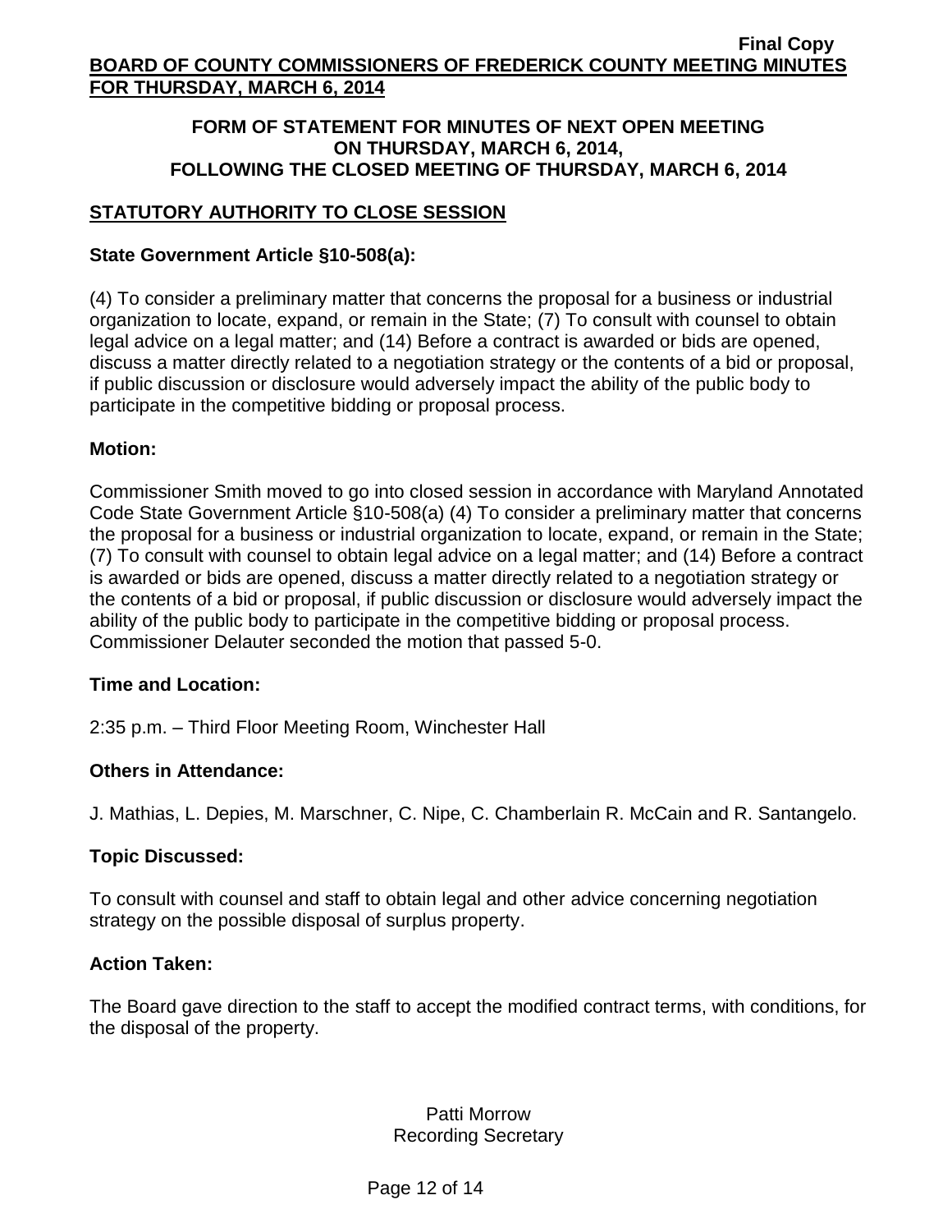**Final Copy**

**BOARD OF COUNTY COMMISSIONERS OF FREDERICK COUNTY MEETING MINUTES FOR THURSDAY, MARCH 6, 2014**

## FORM OF STATEMENT FOR MINUTES OF NEXT OPEN MEETING ON THURSDAY, MARCH 6, 2014, FOLLOWING THE CLOSED MEETING OF THURSDAY, MARCH 6, 2014

### STATUTORY AUTHORITY TO CLOSE SESSION

**State Government Article §10-508(a):**

(4) To consider a preliminary matter that concerns the proposal for a business or industrial organization to locate, expand, or remain in the State; (7) To consult with counsel to obtain legal advice on a legal matter; and (14) Before a contract is awarded or bids are opened, discuss a matter directly related to a negotiation strategy or the contents of a bid or proposal, if public discussion or disclosure would adversely impact the ability of the public body to participate in the competitive bidding or proposal process.

**Motion:**

Commissioner Smith moved to go into closed session in accordance with Maryland Annotated Code State Government Article §10-508(a) (4) To consider a preliminary matter that concerns the proposal for a business or industrial organization to locate, expand, or remain in the State; (7) To consult with counsel to obtain legal advice on a legal matter; and (14) Before a contract is awarded or bids are opened, discuss a matter directly related to a negotiation strategy or the contents of a bid or proposal, if public discussion or disclosure would adversely impact the ability of the public body to participate in the competitive bidding or proposal process. Commissioner Delauter seconded the motion that passed 5-0.

**Time and Location:**

2:35 p.m. – Third Floor Meeting Room, Winchester Hall

**Others in Attendance:**

J. Mathias, L. Depies, M. Marschner, C. Nipe, C. Chamberlain R. McCain and R. Santangelo.

**Topic Discussed:**

To consult with counsel and staff to obtain legal and other advice concerning negotiation strategy on the possible disposal of surplus property.

**Action Taken:**

The Board gave direction to the staff to accept the modified contract terms, with conditions, for the disposal of the property.

Patti Morrow
Recording Secretary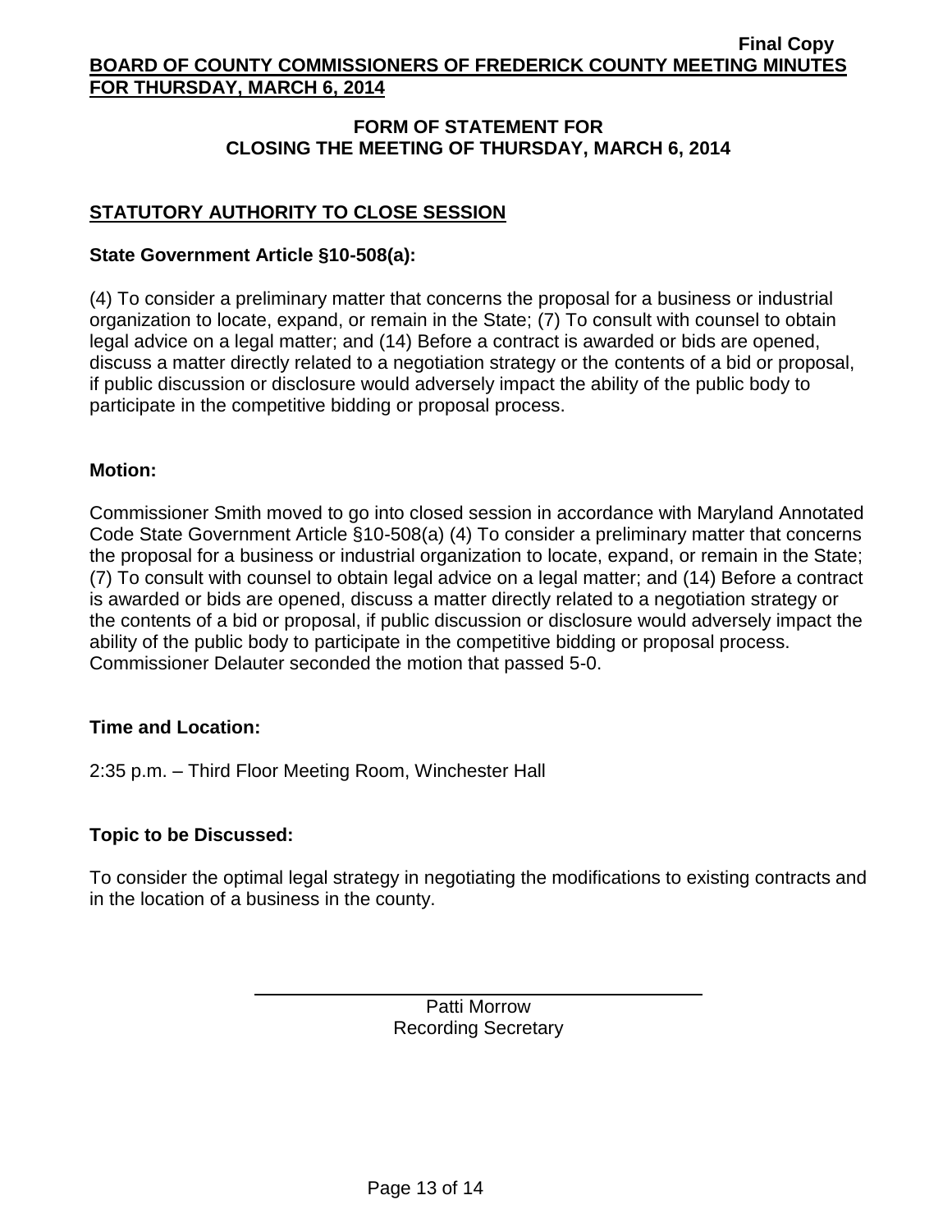## FORM OF STATEMENT FOR CLOSING THE MEETING OF THURSDAY, MARCH 6, 2014

### STATUTORY AUTHORITY TO CLOSE SESSION

**State Government Article §10-508(a):**

(4) To consider a preliminary matter that concerns the proposal for a business or industrial organization to locate, expand, or remain in the State; (7) To consult with counsel to obtain legal advice on a legal matter; and (14) Before a contract is awarded or bids are opened, discuss a matter directly related to a negotiation strategy or the contents of a bid or proposal, if public discussion or disclosure would adversely impact the ability of the public body to participate in the competitive bidding or proposal process.

**Motion:**

Commissioner Smith moved to go into closed session in accordance with Maryland Annotated Code State Government Article §10-508(a) (4) To consider a preliminary matter that concerns the proposal for a business or industrial organization to locate, expand, or remain in the State; (7) To consult with counsel to obtain legal advice on a legal matter; and (14) Before a contract is awarded or bids are opened, discuss a matter directly related to a negotiation strategy or the contents of a bid or proposal, if public discussion or disclosure would adversely impact the ability of the public body to participate in the competitive bidding or proposal process. Commissioner Delauter seconded the motion that passed 5-0.

**Time and Location:**

2:35 p.m. – Third Floor Meeting Room, Winchester Hall

**Topic to be Discussed:**

To consider the optimal legal strategy in negotiating the modifications to existing contracts and in the location of a business in the county.

Patti Morrow
Recording Secretary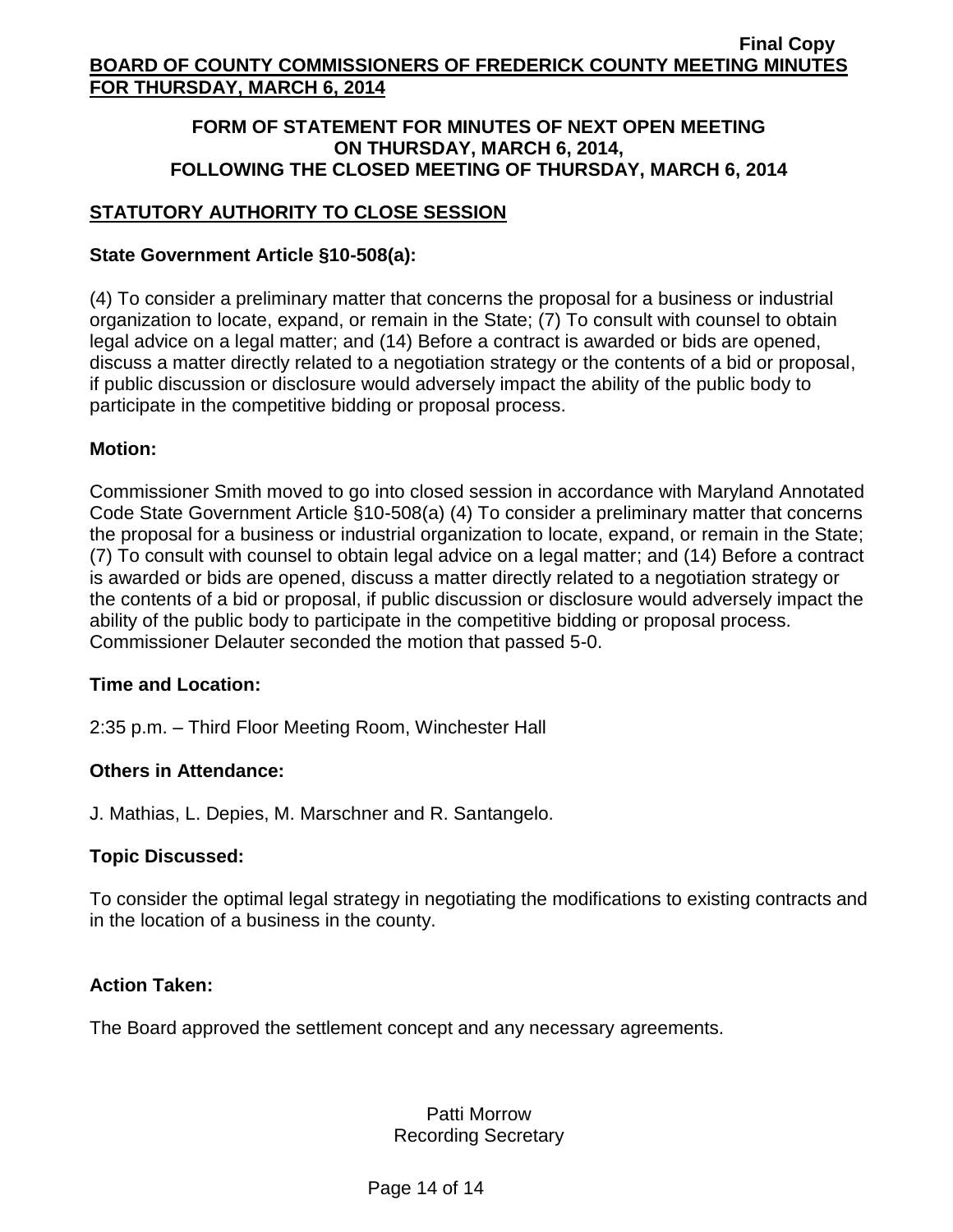Final Copy

**BOARD OF COUNTY COMMISSIONERS OF FREDERICK COUNTY MEETING MINUTES FOR THURSDAY, MARCH 6, 2014**

## FORM OF STATEMENT FOR MINUTES OF NEXT OPEN MEETING ON THURSDAY, MARCH 6, 2014, FOLLOWING THE CLOSED MEETING OF THURSDAY, MARCH 6, 2014

### STATUTORY AUTHORITY TO CLOSE SESSION

**State Government Article §10-508(a):**

(4) To consider a preliminary matter that concerns the proposal for a business or industrial organization to locate, expand, or remain in the State; (7) To consult with counsel to obtain legal advice on a legal matter; and (14) Before a contract is awarded or bids are opened, discuss a matter directly related to a negotiation strategy or the contents of a bid or proposal, if public discussion or disclosure would adversely impact the ability of the public body to participate in the competitive bidding or proposal process.

**Motion:**

Commissioner Smith moved to go into closed session in accordance with Maryland Annotated Code State Government Article §10-508(a) (4) To consider a preliminary matter that concerns the proposal for a business or industrial organization to locate, expand, or remain in the State; (7) To consult with counsel to obtain legal advice on a legal matter; and (14) Before a contract is awarded or bids are opened, discuss a matter directly related to a negotiation strategy or the contents of a bid or proposal, if public discussion or disclosure would adversely impact the ability of the public body to participate in the competitive bidding or proposal process. Commissioner Delauter seconded the motion that passed 5-0.

**Time and Location:**

2:35 p.m. – Third Floor Meeting Room, Winchester Hall

**Others in Attendance:**

J. Mathias, L. Depies, M. Marschner and R. Santangelo.

**Topic Discussed:**

To consider the optimal legal strategy in negotiating the modifications to existing contracts and in the location of a business in the county.

**Action Taken:**

The Board approved the settlement concept and any necessary agreements.

Patti Morrow
Recording Secretary